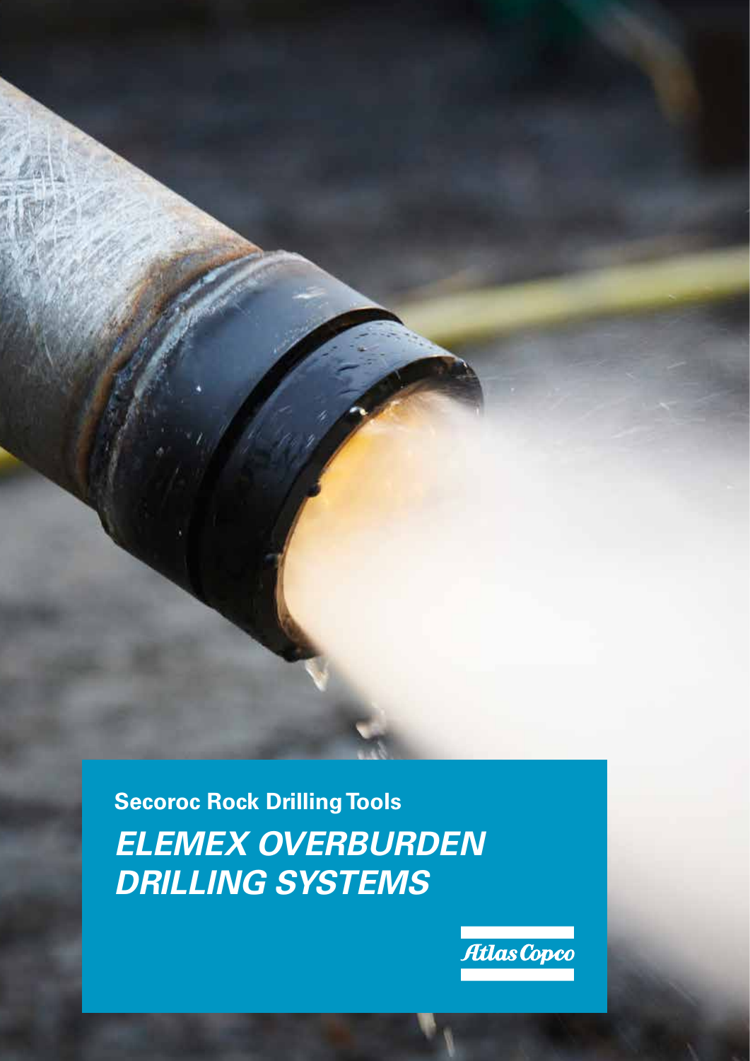**Secoroc Rock Drilling Tools**

# *ELEMEX OVERBURDEN DRILLING SYSTEMS*

Atlas Copco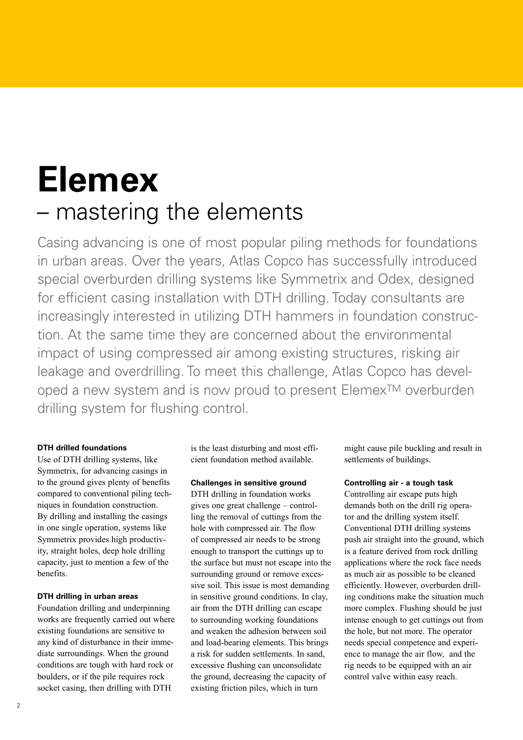# Elemex

## – mastering the elements

Casing advancing is one of most popular piling methods for foundations in urban areas. Over the years, Atlas Copco has successfully introduced special overburden drilling systems like Symmetrix and Odex, designed for efficient casing installation with DTH drilling. Today consultants are increasingly interested in utilizing DTH hammers in foundation construction. At the same time they are concerned about the environmental impact of using compressed air among existing structures, risking air leakage and overdrilling. To meet this challenge, Atlas Copco has developed a new system and is now proud to present ElemexTM overburden drilling system for flushing control.

**DTH drilled foundations**

Use of DTH drilling systems, like Symmetrix, for advancing casings in to the ground gives plenty of benefits compared to conventional piling techniques in foundation construction. By drilling and installing the casings in one single operation, systems like Symmetrix provides high productivity, straight holes, deep hole drilling capacity, just to mention a few of the benefits.

**DTH drilling in urban areas**

Foundation drilling and underpinning works are frequently carried out where existing foundations are sensitive to any kind of disturbance in their immediate surroundings. When the ground conditions are tough with hard rock or boulders, or if the pile requires rock socket casing, then drilling with DTH is the least disturbing and most efficient foundation method available.

**Challenges in sensitive ground**

DTH drilling in foundation works gives one great challenge – controlling the removal of cuttings from the hole with compressed air. The flow of compressed air needs to be strong enough to transport the cuttings up to the surface but must not escape into the surrounding ground or remove excessive soil. This issue is most demanding in sensitive ground conditions. In clay, air from the DTH drilling can escape to surrounding working foundations and weaken the adhesion between soil and load-bearing elements. This brings a risk for sudden settlements. In sand, excessive flushing can unconsolidate the ground, decreasing the capacity of existing friction piles, which in turn might cause pile buckling and result in settlements of buildings.

**Controlling air - a tough task**

Controlling air escape puts high demands both on the drill rig operator and the drilling system itself. Conventional DTH drilling systems push air straight into the ground, which is a feature derived from rock drilling applications where the rock face needs as much air as possible to be cleaned efficiently. However, overburden drilling conditions make the situation much more complex. Flushing should be just intense enough to get cuttings out from the hole, but not more. The operator needs special competence and experience to manage the air flow, and the rig needs to be equipped with an air control valve within easy reach.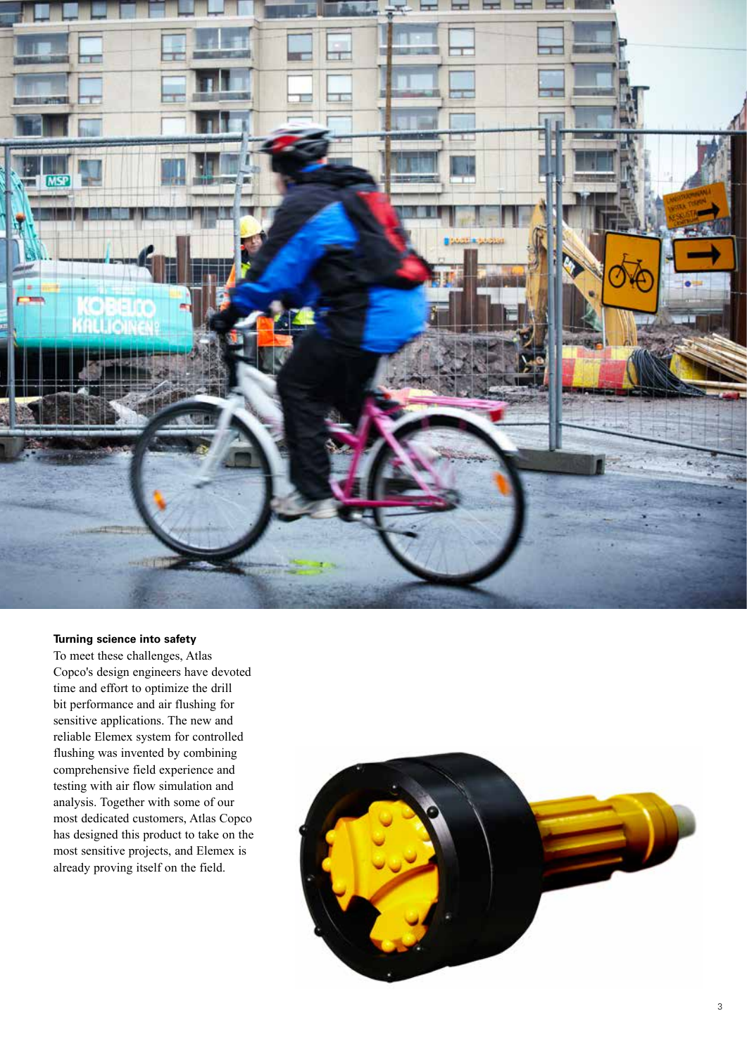### Turning science into safety

To meet these challenges, Atlas Copco's design engineers have devoted time and effort to optimize the drill bit performance and air flushing for sensitive applications. The new and reliable Elemex system for controlled flushing was invented by combining comprehensive field experience and testing with air flow simulation and analysis. Together with some of our most dedicated customers, Atlas Copco has designed this product to take on the most sensitive projects, and Elemex is already proving itself on the field.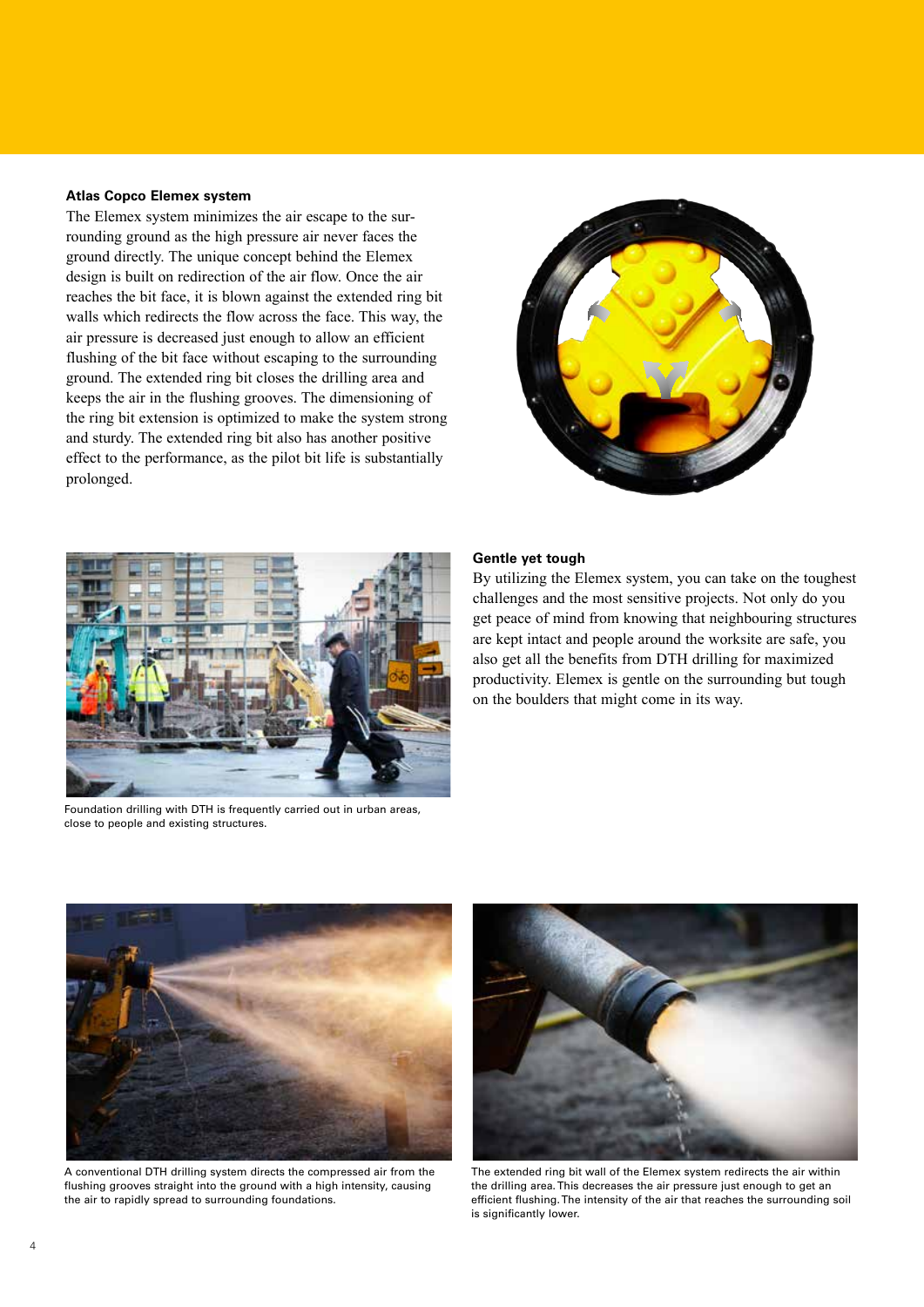### Atlas Copco Elemex system

The Elemex system minimizes the air escape to the surrounding ground as the high pressure air never faces the ground directly. The unique concept behind the Elemex design is built on redirection of the air flow. Once the air reaches the bit face, it is blown against the extended ring bit walls which redirects the flow across the face. This way, the air pressure is decreased just enough to allow an efficient flushing of the bit face without escaping to the surrounding ground. The extended ring bit closes the drilling area and keeps the air in the flushing grooves. The dimensioning of the ring bit extension is optimized to make the system strong and sturdy. The extended ring bit also has another positive effect to the performance, as the pilot bit life is substantially prolonged.

Foundation drilling with DTH is frequently carried out in urban areas, close to people and existing structures.

### Gentle yet tough

By utilizing the Elemex system, you can take on the toughest challenges and the most sensitive projects. Not only do you get peace of mind from knowing that neighbouring structures are kept intact and people around the worksite are safe, you also get all the benefits from DTH drilling for maximized productivity. Elemex is gentle on the surrounding but tough on the boulders that might come in its way.

A conventional DTH drilling system directs the compressed air from the flushing grooves straight into the ground with a high intensity, causing the air to rapidly spread to surrounding foundations.

The extended ring bit wall of the Elemex system redirects the air within the drilling area. This decreases the air pressure just enough to get an efficient flushing. The intensity of the air that reaches the surrounding soil is significantly lower.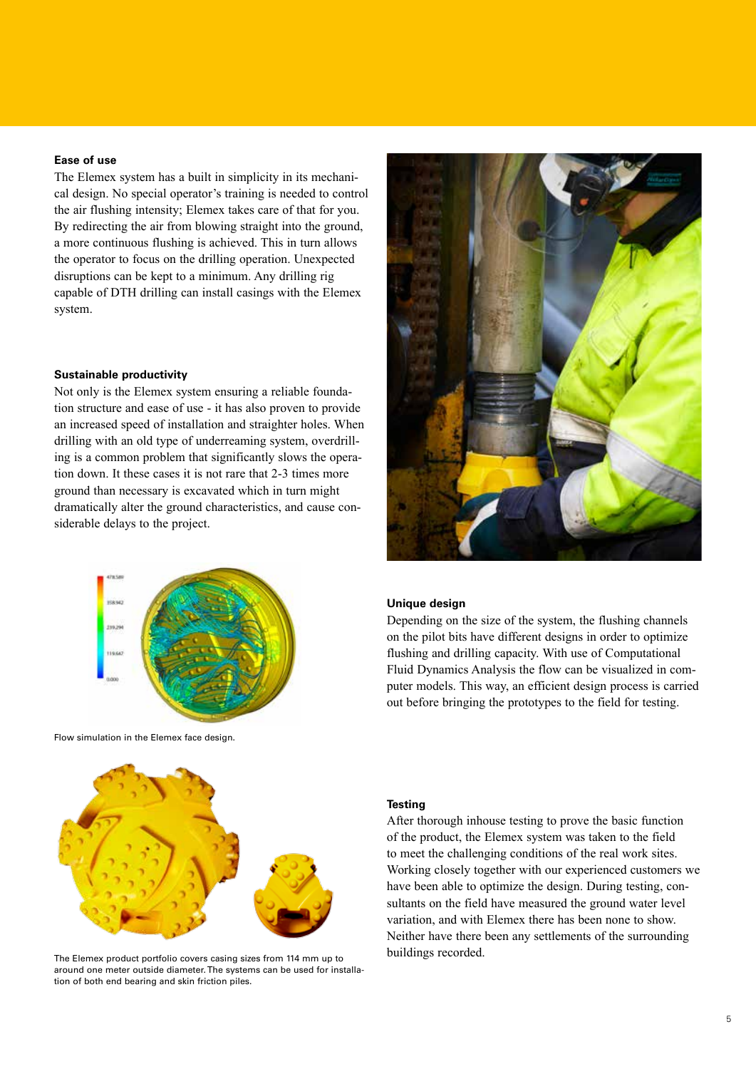### Ease of use

The Elemex system has a built in simplicity in its mechanical design. No special operator's training is needed to control the air flushing intensity; Elemex takes care of that for you. By redirecting the air from blowing straight into the ground, a more continuous flushing is achieved. This in turn allows the operator to focus on the drilling operation. Unexpected disruptions can be kept to a minimum. Any drilling rig capable of DTH drilling can install casings with the Elemex system.

### Sustainable productivity

Not only is the Elemex system ensuring a reliable foundation structure and ease of use - it has also proven to provide an increased speed of installation and straighter holes. When drilling with an old type of underreaming system, overdrilling is a common problem that significantly slows the operation down. It these cases it is not rare that 2-3 times more ground than necessary is excavated which in turn might dramatically alter the ground characteristics, and cause considerable delays to the project.

Flow simulation in the Elemex face design.

The Elemex product portfolio covers casing sizes from 114 mm up to around one meter outside diameter. The systems can be used for installation of both end bearing and skin friction piles.

### Unique design

Depending on the size of the system, the flushing channels on the pilot bits have different designs in order to optimize flushing and drilling capacity. With use of Computational Fluid Dynamics Analysis the flow can be visualized in computer models. This way, an efficient design process is carried out before bringing the prototypes to the field for testing.

### Testing

After thorough inhouse testing to prove the basic function of the product, the Elemex system was taken to the field to meet the challenging conditions of the real work sites. Working closely together with our experienced customers we have been able to optimize the design. During testing, consultants on the field have measured the ground water level variation, and with Elemex there has been none to show. Neither have there been any settlements of the surrounding buildings recorded.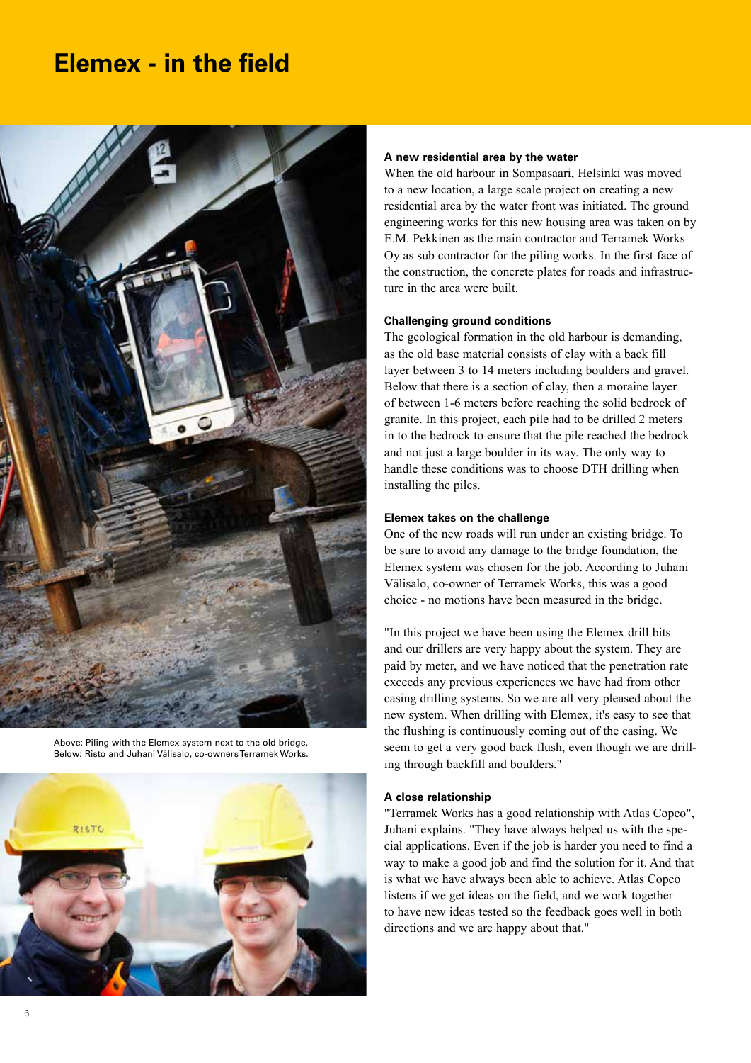# Elemex - in the field

Above: Piling with the Elemex system next to the old bridge.
Below: Risto and Juhani Välisalo, co-owners Terramek Works.

### A new residential area by the water

When the old harbour in Sompasaari, Helsinki was moved to a new location, a large scale project on creating a new residential area by the water front was initiated. The ground engineering works for this new housing area was taken on by E.M. Pekkinen as the main contractor and Terramek Works Oy as sub contractor for the piling works. In the first face of the construction, the concrete plates for roads and infrastructure in the area were built.

### Challenging ground conditions

The geological formation in the old harbour is demanding, as the old base material consists of clay with a back fill layer between 3 to 14 meters including boulders and gravel. Below that there is a section of clay, then a moraine layer of between 1-6 meters before reaching the solid bedrock of granite. In this project, each pile had to be drilled 2 meters in to the bedrock to ensure that the pile reached the bedrock and not just a large boulder in its way. The only way to handle these conditions was to choose DTH drilling when installing the piles.

### Elemex takes on the challenge

One of the new roads will run under an existing bridge. To be sure to avoid any damage to the bridge foundation, the Elemex system was chosen for the job. According to Juhani Välisalo, co-owner of Terramek Works, this was a good choice - no motions have been measured in the bridge.

"In this project we have been using the Elemex drill bits and our drillers are very happy about the system. They are paid by meter, and we have noticed that the penetration rate exceeds any previous experiences we have had from other casing drilling systems. So we are all very pleased about the new system. When drilling with Elemex, it's easy to see that the flushing is continuously coming out of the casing. We seem to get a very good back flush, even though we are drilling through backfill and boulders."

### A close relationship

"Terramek Works has a good relationship with Atlas Copco", Juhani explains. "They have always helped us with the special applications. Even if the job is harder you need to find a way to make a good job and find the solution for it. And that is what we have always been able to achieve. Atlas Copco listens if we get ideas on the field, and we work together to have new ideas tested so the feedback goes well in both directions and we are happy about that."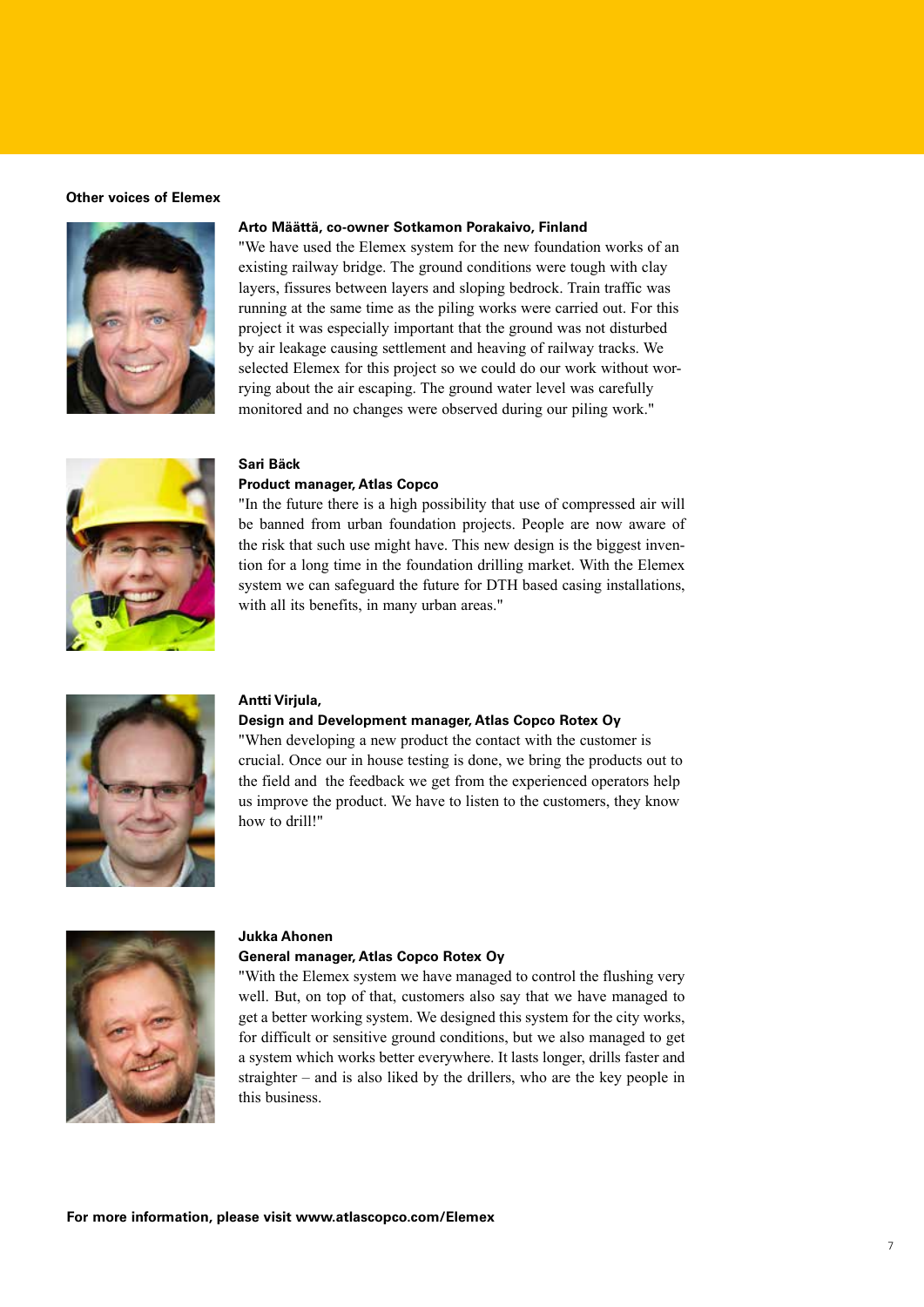## Other voices of Elemex

**Arto Määttä, co-owner Sotkamon Porakaivo, Finland**

"We have used the Elemex system for the new foundation works of an existing railway bridge. The ground conditions were tough with clay layers, fissures between layers and sloping bedrock. Train traffic was running at the same time as the piling works were carried out. For this project it was especially important that the ground was not disturbed by air leakage causing settlement and heaving of railway tracks. We selected Elemex for this project so we could do our work without worrying about the air escaping. The ground water level was carefully monitored and no changes were observed during our piling work."

**Sari Bäck**
**Product manager, Atlas Copco**

"In the future there is a high possibility that use of compressed air will be banned from urban foundation projects. People are now aware of the risk that such use might have. This new design is the biggest invention for a long time in the foundation drilling market. With the Elemex system we can safeguard the future for DTH based casing installations, with all its benefits, in many urban areas."

**Antti Virjula,**
**Design and Development manager, Atlas Copco Rotex Oy**

"When developing a new product the contact with the customer is crucial. Once our in house testing is done, we bring the products out to the field and the feedback we get from the experienced operators help us improve the product. We have to listen to the customers, they know how to drill!"

**Jukka Ahonen**
**General manager, Atlas Copco Rotex Oy**

"With the Elemex system we have managed to control the flushing very well. But, on top of that, customers also say that we have managed to get a better working system. We designed this system for the city works, for difficult or sensitive ground conditions, but we also managed to get a system which works better everywhere. It lasts longer, drills faster and straighter – and is also liked by the drillers, who are the key people in this business.

**For more information, please visit www.atlascopco.com/Elemex**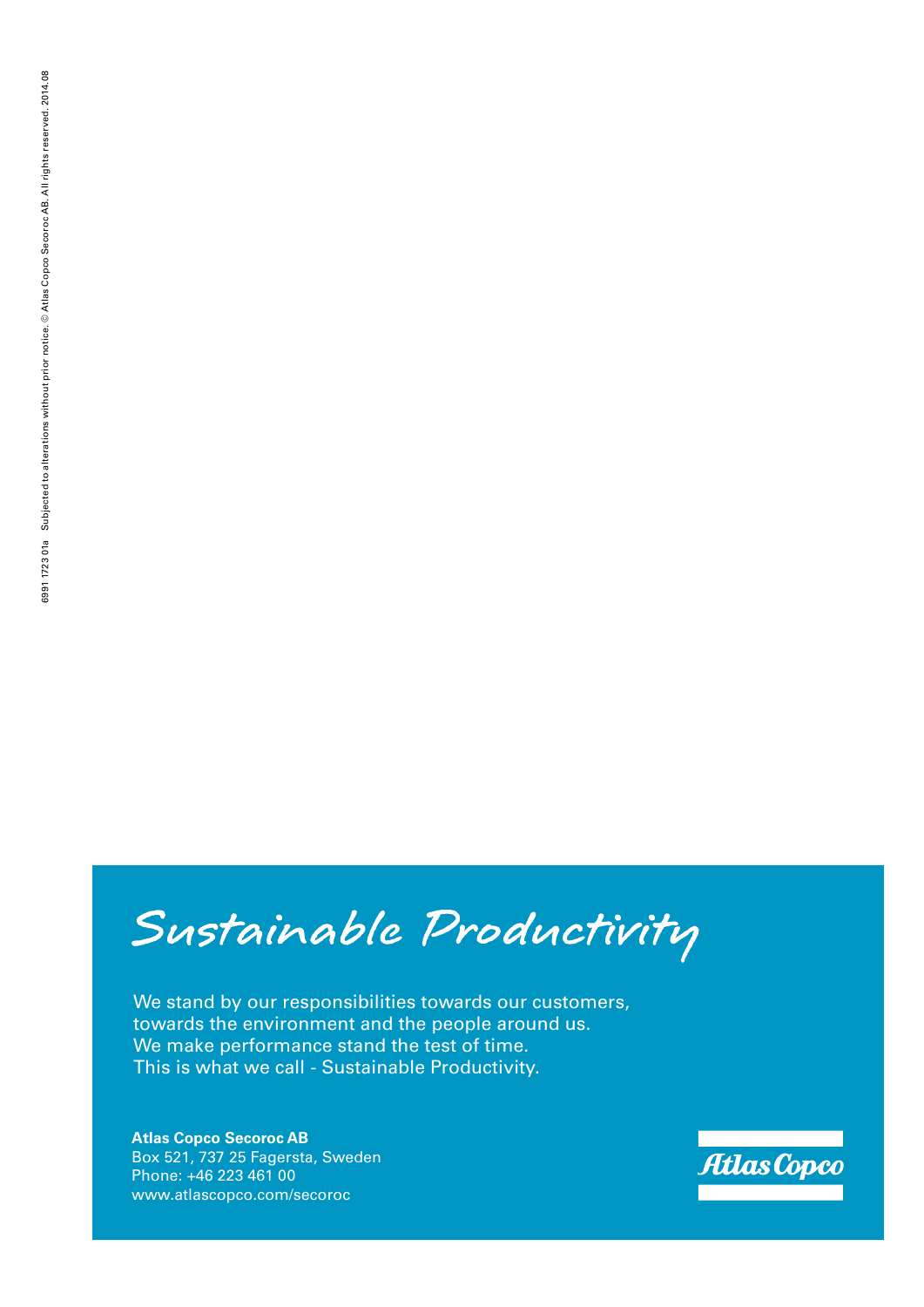6991 1723 01a Subjected to alterations without prior notice. © Atlas Copco Secoroc AB. All rights reserved. 2014.08

# Sustainable Productivity

We stand by our responsibilities towards our customers,
towards the environment and the people around us.
We make performance stand the test of time.
This is what we call - Sustainable Productivity.

**Atlas Copco Secoroc AB**
Box 521, 737 25 Fagersta, Sweden
Phone: +46 223 461 00
www.atlascopco.com/secoroc

Atlas Copco